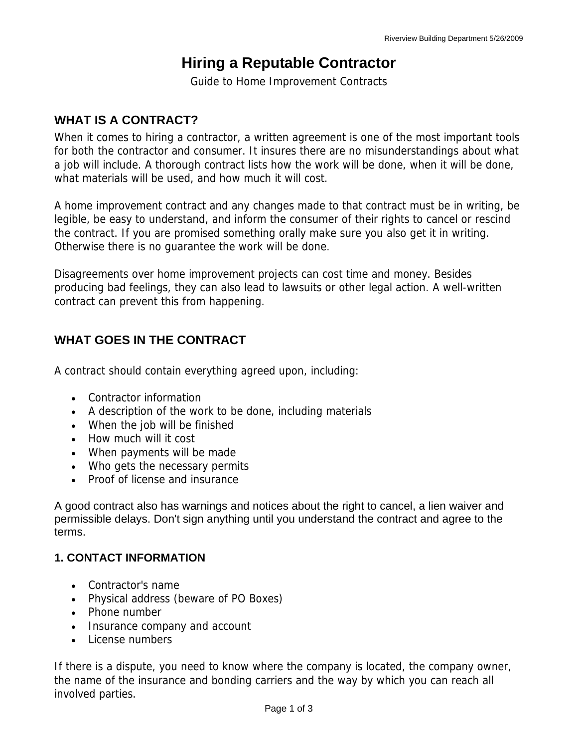# Hiring a Reputable Contractor

Guide to Home Improvement Contracts

## WHAT IS A CONTRACT?

When it comes to hiring a contractor, a written agreement is one of the most important tools for both the contractor and consumer. It insures there are no misunderstandings about what a job will include. A thorough contract lists how the work will be done, when it will be done, what materials will be used, and how much it will cost.

A home improvement contract and any changes made to that contract must be in writing, be legible, be easy to understand, and inform the consumer of their rights to cancel or rescind the contract. If you are promised something orally make sure you also get it in writing. Otherwise there is no guarantee the work will be done.

Disagreements over home improvement projects can cost time and money. Besides producing bad feelings, they can also lead to lawsuits or other legal action. A well-written contract can prevent this from happening.

## WHAT GOES IN THE CONTRACT

A contract should contain everything agreed upon, including:

- Contractor information
- A description of the work to be done, including materials
- When the job will be finished
- How much will it cost
- When payments will be made
- Who gets the necessary permits
- Proof of license and insurance

A good contract also has warnings and notices about the right to cancel, a lien waiver and permissible delays. Don't sign anything until you understand the contract and agree to the terms.

### 1. CONTACT INFORMATION

- Contractor's name
- Physical address (beware of PO Boxes)
- Phone number
- Insurance company and account
- License numbers

If there is a dispute, you need to know where the company is located, the company owner, the name of the insurance and bonding carriers and the way by which you can reach all involved parties.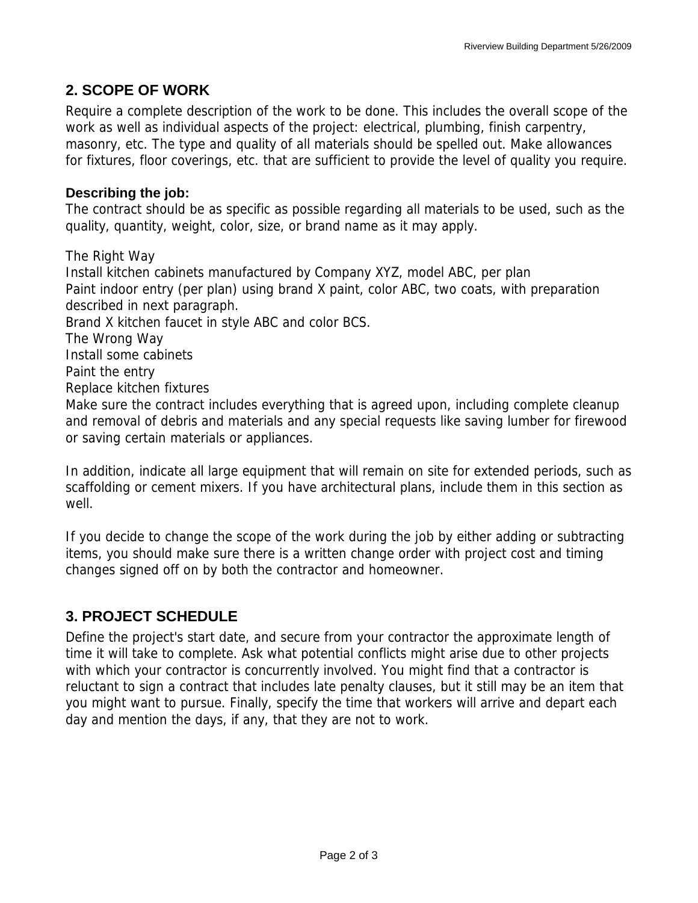## 2. SCOPE OF WORK

Require a complete description of the work to be done. This includes the overall scope of the work as well as individual aspects of the project: electrical, plumbing, finish carpentry, masonry, etc. The type and quality of all materials should be spelled out. Make allowances for fixtures, floor coverings, etc. that are sufficient to provide the level of quality you require.

### Describing the job:

The contract should be as specific as possible regarding all materials to be used, such as the quality, quantity, weight, color, size, or brand name as it may apply.

The Right Way
Install kitchen cabinets manufactured by Company XYZ, model ABC, per plan
Paint indoor entry (per plan) using brand X paint, color ABC, two coats, with preparation described in next paragraph.
Brand X kitchen faucet in style ABC and color BCS.
The Wrong Way
Install some cabinets
Paint the entry
Replace kitchen fixtures
Make sure the contract includes everything that is agreed upon, including complete cleanup and removal of debris and materials and any special requests like saving lumber for firewood or saving certain materials or appliances.

In addition, indicate all large equipment that will remain on site for extended periods, such as scaffolding or cement mixers. If you have architectural plans, include them in this section as well.

If you decide to change the scope of the work during the job by either adding or subtracting items, you should make sure there is a written change order with project cost and timing changes signed off on by both the contractor and homeowner.

## 3. PROJECT SCHEDULE

Define the project's start date, and secure from your contractor the approximate length of time it will take to complete. Ask what potential conflicts might arise due to other projects with which your contractor is concurrently involved. You might find that a contractor is reluctant to sign a contract that includes late penalty clauses, but it still may be an item that you might want to pursue. Finally, specify the time that workers will arrive and depart each day and mention the days, if any, that they are not to work.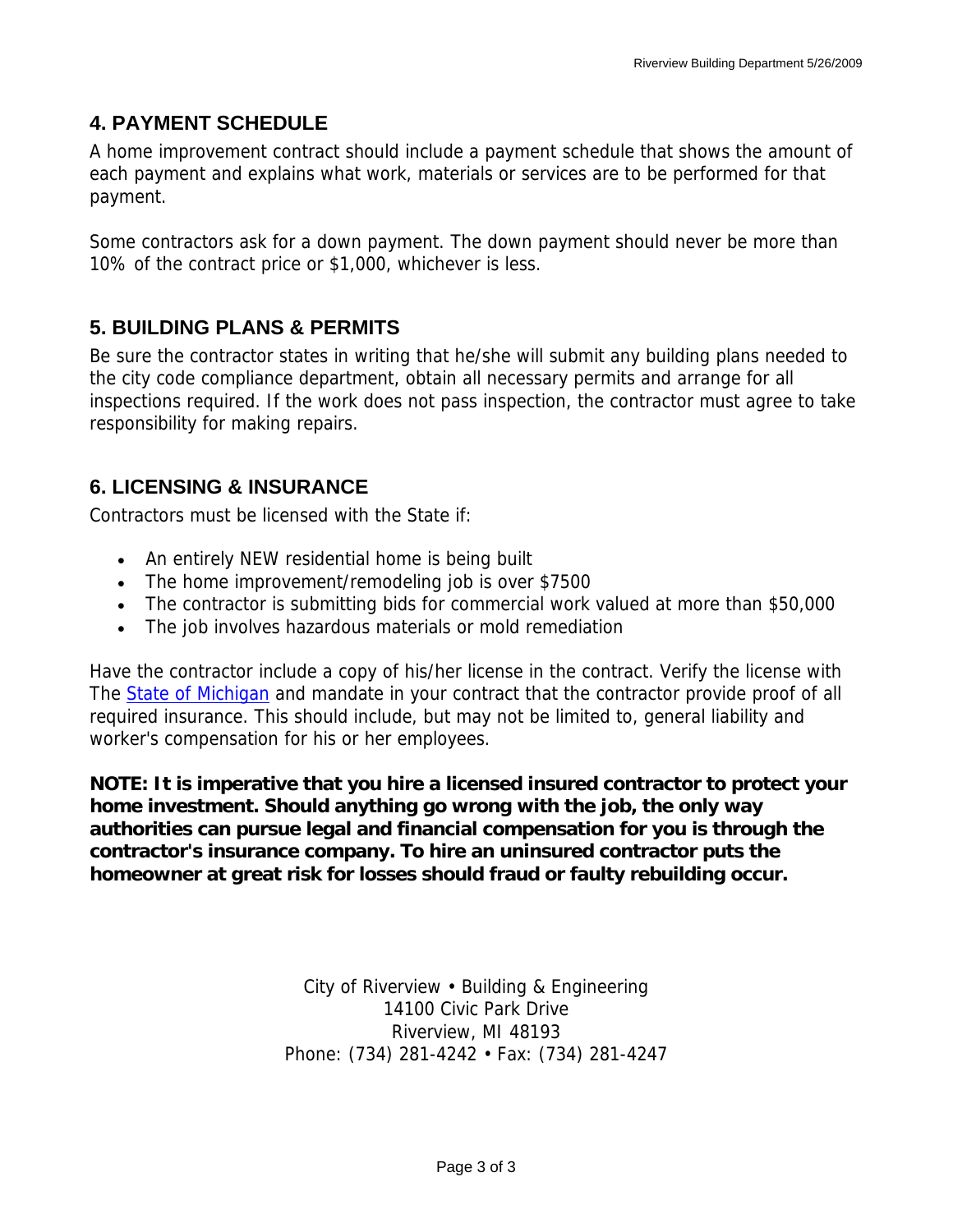## 4. PAYMENT SCHEDULE

A home improvement contract should include a payment schedule that shows the amount of each payment and explains what work, materials or services are to be performed for that payment.

Some contractors ask for a down payment. The down payment should never be more than 10% of the contract price or $1,000, whichever is less.

## 5. BUILDING PLANS & PERMITS

Be sure the contractor states in writing that he/she will submit any building plans needed to the city code compliance department, obtain all necessary permits and arrange for all inspections required. If the work does not pass inspection, the contractor must agree to take responsibility for making repairs.

## 6. LICENSING & INSURANCE

Contractors must be licensed with the State if:

- An entirely NEW residential home is being built
- The home improvement/remodeling job is over $7500
- The contractor is submitting bids for commercial work valued at more than $50,000
- The job involves hazardous materials or mold remediation

Have the contractor include a copy of his/her license in the contract. Verify the license with The State of Michigan and mandate in your contract that the contractor provide proof of all required insurance. This should include, but may not be limited to, general liability and worker's compensation for his or her employees.

**NOTE: It is imperative that you hire a licensed insured contractor to protect your home investment. Should anything go wrong with the job, the only way authorities can pursue legal and financial compensation for you is through the contractor's insurance company. To hire an uninsured contractor puts the homeowner at great risk for losses should fraud or faulty rebuilding occur.**

City of Riverview • Building & Engineering
14100 Civic Park Drive
Riverview, MI 48193
Phone: (734) 281-4242 • Fax: (734) 281-4247